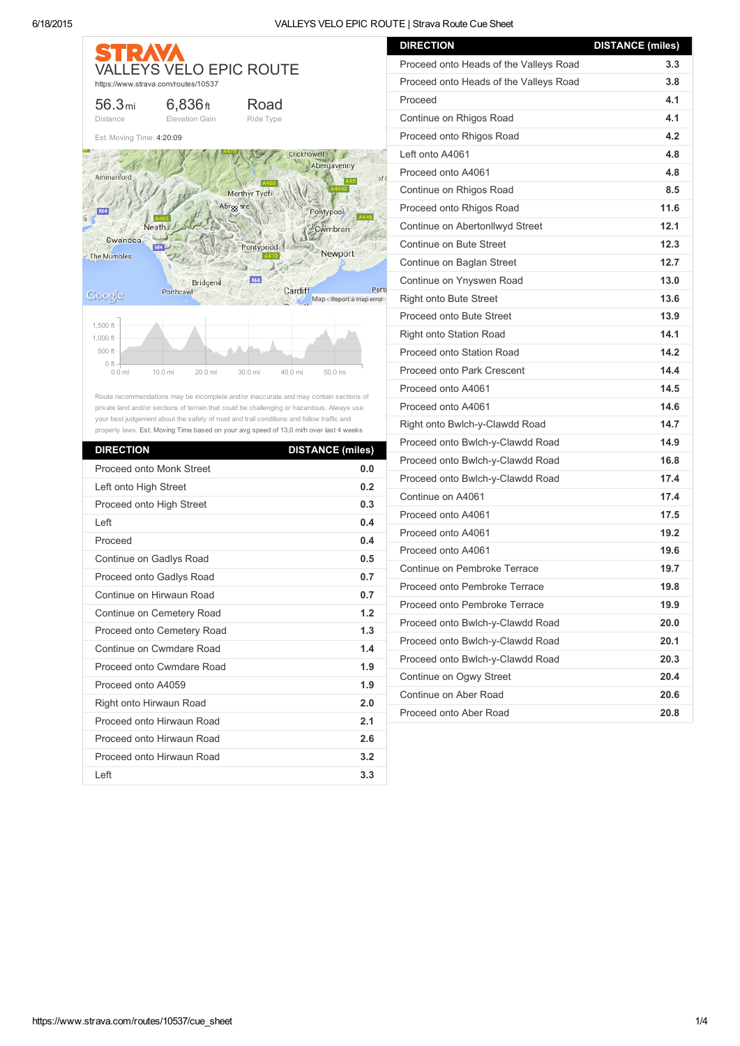# STRAVA

## VALLEYS VELO EPIC ROUTE

https://www.strava.com/routes/10537

| 56.3 mi | 6,836 ft | Road |
|---|---|---|
| Distance | Elevation Gain | Ride Type |

Est. Moving Time: 4:20:09

Route recommendations may be incomplete and/or inaccurate and may contain sections of private land and/or sections of terrain that could be challenging or hazardous. Always use your best judgement about the safety of road and trail conditions and follow traffic and property laws. Est. Moving Time based on your avg speed of 13.0 mi/h over last 4 weeks

| DIRECTION | DISTANCE (miles) |
|---|---|
| Proceed onto Monk Street | 0.0 |
| Left onto High Street | 0.2 |
| Proceed onto High Street | 0.3 |
| Left | 0.4 |
| Proceed | 0.4 |
| Continue on Gadlys Road | 0.5 |
| Proceed onto Gadlys Road | 0.7 |
| Continue on Hirwaun Road | 0.7 |
| Continue on Cemetery Road | 1.2 |
| Proceed onto Cemetery Road | 1.3 |
| Continue on Cwmdare Road | 1.4 |
| Proceed onto Cwmdare Road | 1.9 |
| Proceed onto A4059 | 1.9 |
| Right onto Hirwaun Road | 2.0 |
| Proceed onto Hirwaun Road | 2.1 |
| Proceed onto Hirwaun Road | 2.6 |
| Proceed onto Hirwaun Road | 3.2 |
| Left | 3.3 |
| Proceed onto Heads of the Valleys Road | 3.3 |
| Proceed onto Heads of the Valleys Road | 3.8 |
| Proceed | 4.1 |
| Continue on Rhigos Road | 4.1 |
| Proceed onto Rhigos Road | 4.2 |
| Left onto A4061 | 4.8 |
| Proceed onto A4061 | 4.8 |
| Continue on Rhigos Road | 8.5 |
| Proceed onto Rhigos Road | 11.6 |
| Continue on Abertonllwyd Street | 12.1 |
| Continue on Bute Street | 12.3 |
| Continue on Baglan Street | 12.7 |
| Continue on Ynyswen Road | 13.0 |
| Right onto Bute Street | 13.6 |
| Proceed onto Bute Street | 13.9 |
| Right onto Station Road | 14.1 |
| Proceed onto Station Road | 14.2 |
| Proceed onto Park Crescent | 14.4 |
| Proceed onto A4061 | 14.5 |
| Proceed onto A4061 | 14.6 |
| Right onto Bwlch-y-Clawdd Road | 14.7 |
| Proceed onto Bwlch-y-Clawdd Road | 14.9 |
| Proceed onto Bwlch-y-Clawdd Road | 16.8 |
| Proceed onto Bwlch-y-Clawdd Road | 17.4 |
| Continue on A4061 | 17.4 |
| Proceed onto A4061 | 17.5 |
| Proceed onto A4061 | 19.2 |
| Proceed onto A4061 | 19.6 |
| Continue on Pembroke Terrace | 19.7 |
| Proceed onto Pembroke Terrace | 19.8 |
| Proceed onto Pembroke Terrace | 19.9 |
| Proceed onto Bwlch-y-Clawdd Road | 20.0 |
| Proceed onto Bwlch-y-Clawdd Road | 20.1 |
| Proceed onto Bwlch-y-Clawdd Road | 20.3 |
| Continue on Ogwy Street | 20.4 |
| Continue on Aber Road | 20.6 |
| Proceed onto Aber Road | 20.8 |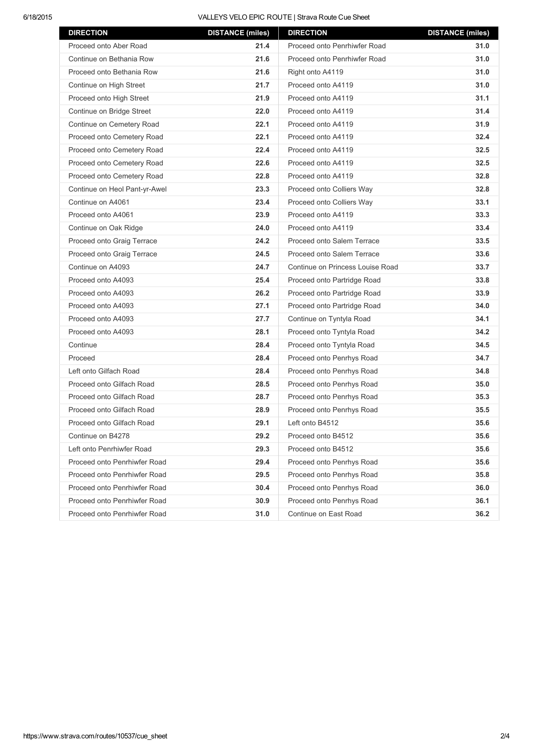| DIRECTION | DISTANCE (miles) |
|---|---|
| Proceed onto Aber Road | 21.4 |
| Continue on Bethania Row | 21.6 |
| Proceed onto Bethania Row | 21.6 |
| Continue on High Street | 21.7 |
| Proceed onto High Street | 21.9 |
| Continue on Bridge Street | 22.0 |
| Continue on Cemetery Road | 22.1 |
| Proceed onto Cemetery Road | 22.1 |
| Proceed onto Cemetery Road | 22.4 |
| Proceed onto Cemetery Road | 22.6 |
| Proceed onto Cemetery Road | 22.8 |
| Continue on Heol Pant-yr-Awel | 23.3 |
| Continue on A4061 | 23.4 |
| Proceed onto A4061 | 23.9 |
| Continue on Oak Ridge | 24.0 |
| Proceed onto Graig Terrace | 24.2 |
| Proceed onto Graig Terrace | 24.5 |
| Continue on A4093 | 24.7 |
| Proceed onto A4093 | 25.4 |
| Proceed onto A4093 | 26.2 |
| Proceed onto A4093 | 27.1 |
| Proceed onto A4093 | 27.7 |
| Proceed onto A4093 | 28.1 |
| Continue | 28.4 |
| Proceed | 28.4 |
| Left onto Gilfach Road | 28.4 |
| Proceed onto Gilfach Road | 28.5 |
| Proceed onto Gilfach Road | 28.7 |
| Proceed onto Gilfach Road | 28.9 |
| Proceed onto Gilfach Road | 29.1 |
| Continue on B4278 | 29.2 |
| Left onto Penrhiwfer Road | 29.3 |
| Proceed onto Penrhiwfer Road | 29.4 |
| Proceed onto Penrhiwfer Road | 29.5 |
| Proceed onto Penrhiwfer Road | 30.4 |
| Proceed onto Penrhiwfer Road | 30.9 |
| Proceed onto Penrhiwfer Road | 31.0 |
| Proceed onto Penrhiwfer Road | 31.0 |
| Proceed onto Penrhiwfer Road | 31.0 |
| Right onto A4119 | 31.0 |
| Proceed onto A4119 | 31.0 |
| Proceed onto A4119 | 31.1 |
| Proceed onto A4119 | 31.4 |
| Proceed onto A4119 | 31.9 |
| Proceed onto A4119 | 32.4 |
| Proceed onto A4119 | 32.5 |
| Proceed onto A4119 | 32.5 |
| Proceed onto A4119 | 32.8 |
| Proceed onto Colliers Way | 32.8 |
| Proceed onto Colliers Way | 33.1 |
| Proceed onto A4119 | 33.3 |
| Proceed onto A4119 | 33.4 |
| Proceed onto Salem Terrace | 33.5 |
| Proceed onto Salem Terrace | 33.6 |
| Continue on Princess Louise Road | 33.7 |
| Proceed onto Partridge Road | 33.8 |
| Proceed onto Partridge Road | 33.9 |
| Proceed onto Partridge Road | 34.0 |
| Continue on Tyntyla Road | 34.1 |
| Proceed onto Tyntyla Road | 34.2 |
| Proceed onto Tyntyla Road | 34.5 |
| Proceed onto Penrhys Road | 34.7 |
| Proceed onto Penrhys Road | 34.8 |
| Proceed onto Penrhys Road | 35.0 |
| Proceed onto Penrhys Road | 35.3 |
| Proceed onto Penrhys Road | 35.5 |
| Left onto B4512 | 35.6 |
| Proceed onto B4512 | 35.6 |
| Proceed onto B4512 | 35.6 |
| Proceed onto Penrhys Road | 35.6 |
| Proceed onto Penrhys Road | 35.8 |
| Proceed onto Penrhys Road | 36.0 |
| Proceed onto Penrhys Road | 36.1 |
| Continue on East Road | 36.2 |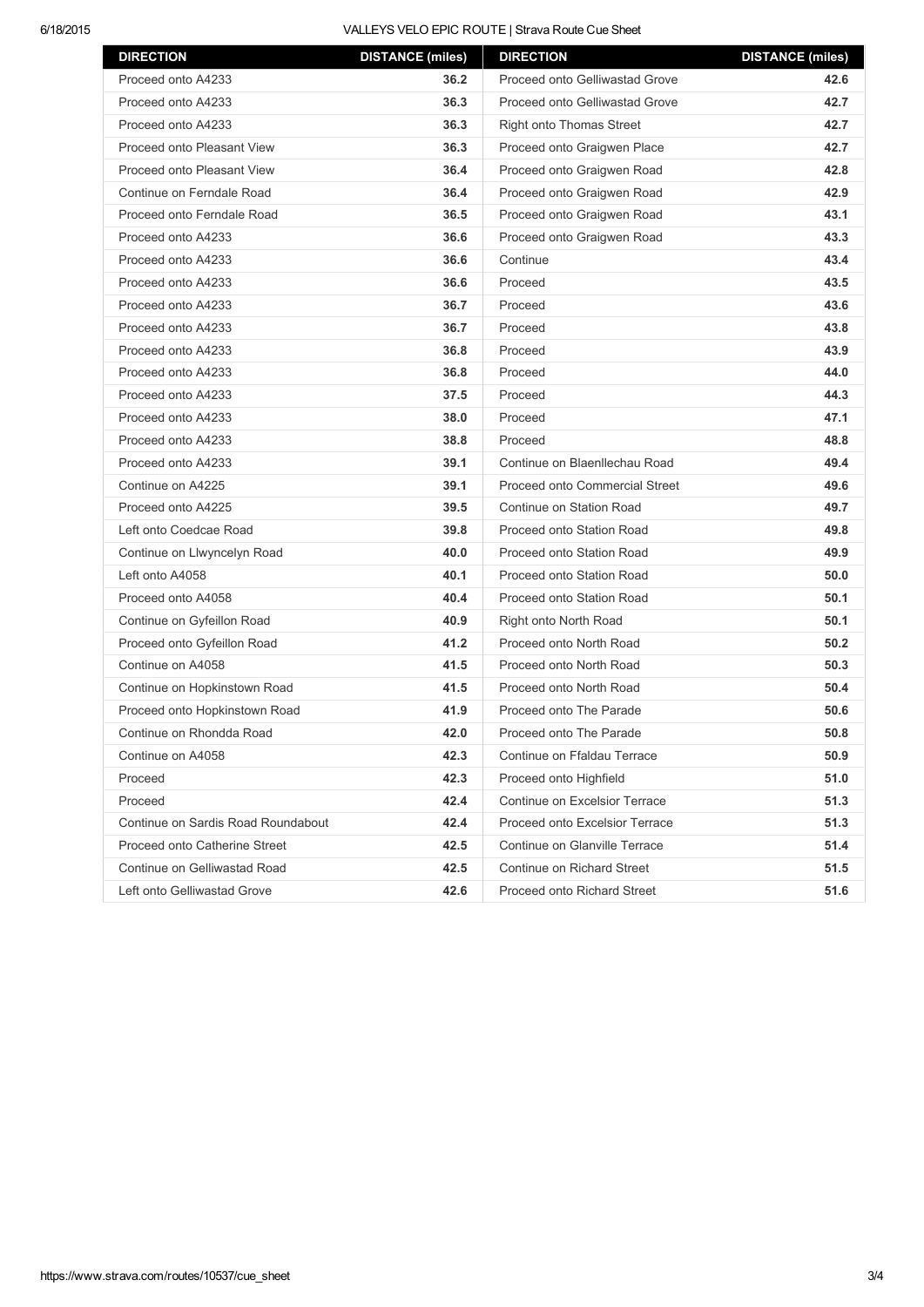| DIRECTION | DISTANCE (miles) |
|---|---|
| Proceed onto A4233 | 36.2 |
| Proceed onto A4233 | 36.3 |
| Proceed onto A4233 | 36.3 |
| Proceed onto Pleasant View | 36.3 |
| Proceed onto Pleasant View | 36.4 |
| Continue on Ferndale Road | 36.4 |
| Proceed onto Ferndale Road | 36.5 |
| Proceed onto A4233 | 36.6 |
| Proceed onto A4233 | 36.6 |
| Proceed onto A4233 | 36.6 |
| Proceed onto A4233 | 36.7 |
| Proceed onto A4233 | 36.7 |
| Proceed onto A4233 | 36.8 |
| Proceed onto A4233 | 36.8 |
| Proceed onto A4233 | 37.5 |
| Proceed onto A4233 | 38.0 |
| Proceed onto A4233 | 38.8 |
| Proceed onto A4233 | 39.1 |
| Continue on A4225 | 39.1 |
| Proceed onto A4225 | 39.5 |
| Left onto Coedcae Road | 39.8 |
| Continue on Llwyncelyn Road | 40.0 |
| Left onto A4058 | 40.1 |
| Proceed onto A4058 | 40.4 |
| Continue on Gyfeillon Road | 40.9 |
| Proceed onto Gyfeillon Road | 41.2 |
| Continue on A4058 | 41.5 |
| Continue on Hopkinstown Road | 41.5 |
| Proceed onto Hopkinstown Road | 41.9 |
| Continue on Rhondda Road | 42.0 |
| Continue on A4058 | 42.3 |
| Proceed | 42.3 |
| Proceed | 42.4 |
| Continue on Sardis Road Roundabout | 42.4 |
| Proceed onto Catherine Street | 42.5 |
| Continue on Gelliwastad Road | 42.5 |
| Left onto Gelliwastad Grove | 42.6 |
| Proceed onto Gelliwastad Grove | 42.6 |
| Proceed onto Gelliwastad Grove | 42.7 |
| Right onto Thomas Street | 42.7 |
| Proceed onto Graigwen Place | 42.7 |
| Proceed onto Graigwen Road | 42.8 |
| Proceed onto Graigwen Road | 42.9 |
| Proceed onto Graigwen Road | 43.1 |
| Proceed onto Graigwen Road | 43.3 |
| Continue | 43.4 |
| Proceed | 43.5 |
| Proceed | 43.6 |
| Proceed | 43.8 |
| Proceed | 43.9 |
| Proceed | 44.0 |
| Proceed | 44.3 |
| Proceed | 47.1 |
| Proceed | 48.8 |
| Continue on Blaenllechau Road | 49.4 |
| Proceed onto Commercial Street | 49.6 |
| Continue on Station Road | 49.7 |
| Proceed onto Station Road | 49.8 |
| Proceed onto Station Road | 49.9 |
| Proceed onto Station Road | 50.0 |
| Proceed onto Station Road | 50.1 |
| Right onto North Road | 50.1 |
| Proceed onto North Road | 50.2 |
| Proceed onto North Road | 50.3 |
| Proceed onto North Road | 50.4 |
| Proceed onto The Parade | 50.6 |
| Proceed onto The Parade | 50.8 |
| Continue on Ffaldau Terrace | 50.9 |
| Proceed onto Highfield | 51.0 |
| Continue on Excelsior Terrace | 51.3 |
| Proceed onto Excelsior Terrace | 51.3 |
| Continue on Glanville Terrace | 51.4 |
| Continue on Richard Street | 51.5 |
| Proceed onto Richard Street | 51.6 |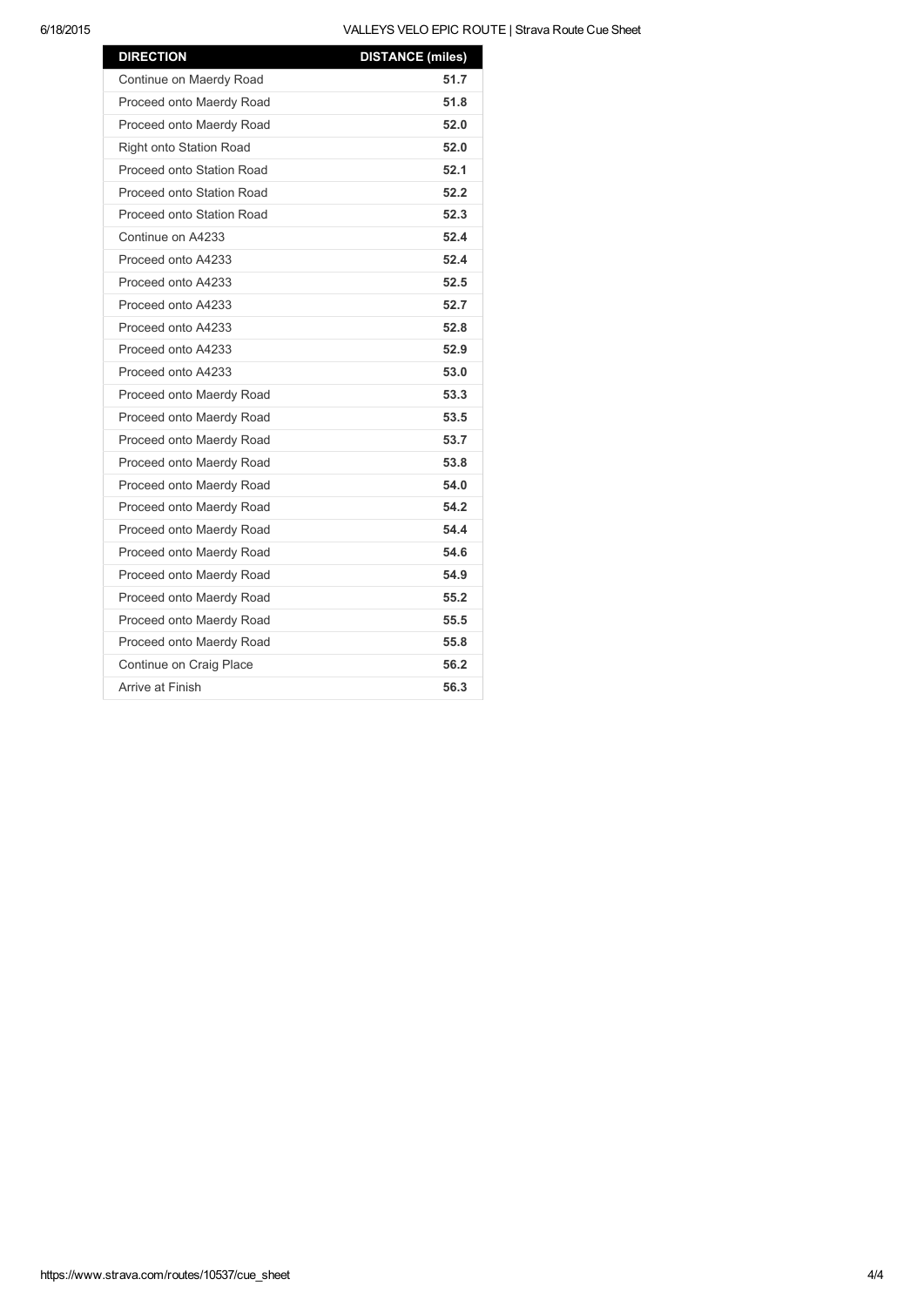| DIRECTION | DISTANCE (miles) |
|---|---|
| Continue on Maerdy Road | 51.7 |
| Proceed onto Maerdy Road | 51.8 |
| Proceed onto Maerdy Road | 52.0 |
| Right onto Station Road | 52.0 |
| Proceed onto Station Road | 52.1 |
| Proceed onto Station Road | 52.2 |
| Proceed onto Station Road | 52.3 |
| Continue on A4233 | 52.4 |
| Proceed onto A4233 | 52.4 |
| Proceed onto A4233 | 52.5 |
| Proceed onto A4233 | 52.7 |
| Proceed onto A4233 | 52.8 |
| Proceed onto A4233 | 52.9 |
| Proceed onto A4233 | 53.0 |
| Proceed onto Maerdy Road | 53.3 |
| Proceed onto Maerdy Road | 53.5 |
| Proceed onto Maerdy Road | 53.7 |
| Proceed onto Maerdy Road | 53.8 |
| Proceed onto Maerdy Road | 54.0 |
| Proceed onto Maerdy Road | 54.2 |
| Proceed onto Maerdy Road | 54.4 |
| Proceed onto Maerdy Road | 54.6 |
| Proceed onto Maerdy Road | 54.9 |
| Proceed onto Maerdy Road | 55.2 |
| Proceed onto Maerdy Road | 55.5 |
| Proceed onto Maerdy Road | 55.8 |
| Continue on Craig Place | 56.2 |
| Arrive at Finish | 56.3 |